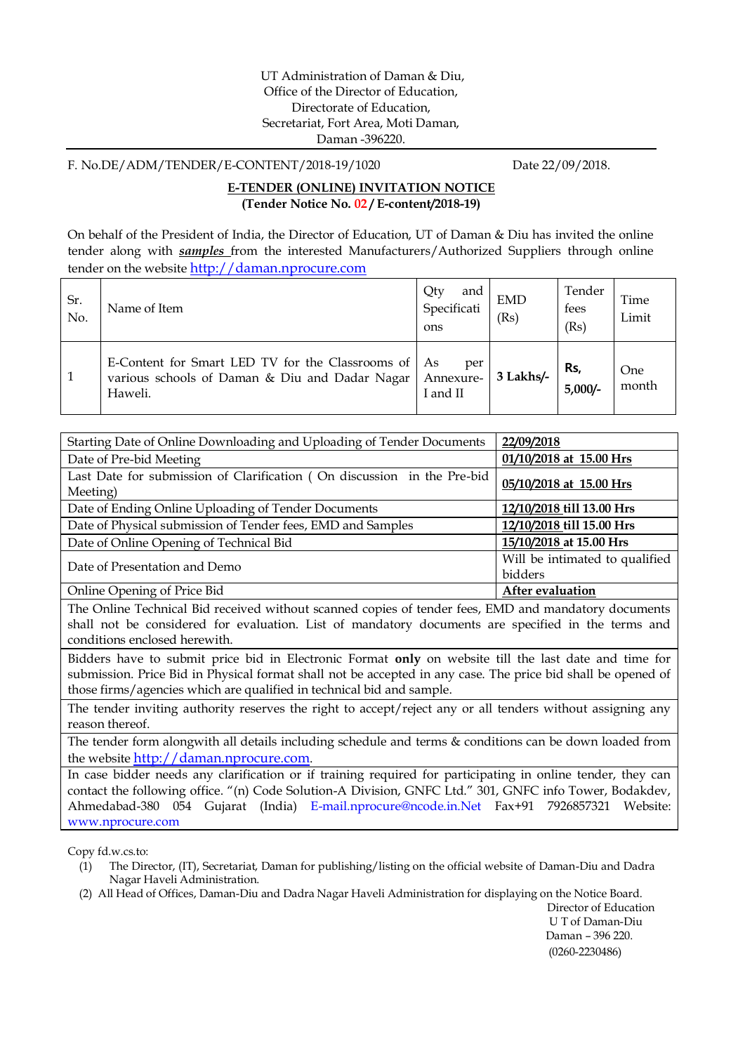UT Administration of Daman & Diu,
Office of the Director of Education,
Directorate of Education,
Secretariat, Fort Area, Moti Daman,
Daman -396220.

F. No.DE/ADM/TENDER/E-CONTENT/2018-19/1020 Date 22/09/2018.

## E-TENDER (ONLINE) INVITATION NOTICE

**(Tender Notice No. 02 / E-content/2018-19)**

On behalf of the President of India, the Director of Education, UT of Daman & Diu has invited the online tender along with ***samples*** from the interested Manufacturers/Authorized Suppliers through online tender on the website http://daman.nprocure.com

| Sr. No. | Name of Item | Qty and Specifications | EMD (Rs) | Tender fees (Rs) | Time Limit |
|---|---|---|---|---|---|
| 1 | E-Content for Smart LED TV for the Classrooms of various schools of Daman & Diu and Dadar Nagar Haweli. | As per Annexure-I and II | **3 Lakhs/-** | **Rs, 5,000/-** | One month |

| | |
|---|---|
| Starting Date of Online Downloading and Uploading of Tender Documents | **22/09/2018** |
| Date of Pre-bid Meeting | **01/10/2018 at 15.00 Hrs** |
| Last Date for submission of Clarification ( On discussion in the Pre-bid Meeting) | **05/10/2018 at 15.00 Hrs** |
| Date of Ending Online Uploading of Tender Documents | **12/10/2018 till 13.00 Hrs** |
| Date of Physical submission of Tender fees, EMD and Samples | **12/10/2018 till 15.00 Hrs** |
| Date of Online Opening of Technical Bid | **15/10/2018 at 15.00 Hrs** |
| Date of Presentation and Demo | Will be intimated to qualified bidders |
| Online Opening of Price Bid | **After evaluation** |

The Online Technical Bid received without scanned copies of tender fees, EMD and mandatory documents shall not be considered for evaluation. List of mandatory documents are specified in the terms and conditions enclosed herewith.

Bidders have to submit price bid in Electronic Format **only** on website till the last date and time for submission. Price Bid in Physical format shall not be accepted in any case. The price bid shall be opened of those firms/agencies which are qualified in technical bid and sample.

The tender inviting authority reserves the right to accept/reject any or all tenders without assigning any reason thereof.

The tender form alongwith all details including schedule and terms & conditions can be down loaded from the website http://daman.nprocure.com.

In case bidder needs any clarification or if training required for participating in online tender, they can contact the following office. "(n) Code Solution-A Division, GNFC Ltd." 301, GNFC info Tower, Bodakdev, Ahmedabad-380 054 Gujarat (India) E-mail.nprocure@ncode.in.Net Fax+91 7926857321 Website: www.nprocure.com

Copy fd.w.cs.to:

(1) The Director, (IT), Secretariat, Daman for publishing/listing on the official website of Daman-Diu and Dadra Nagar Haveli Administration.

(2) All Head of Offices, Daman-Diu and Dadra Nagar Haveli Administration for displaying on the Notice Board.

Director of Education
U T of Daman-Diu
Daman – 396 220.
(0260-2230486)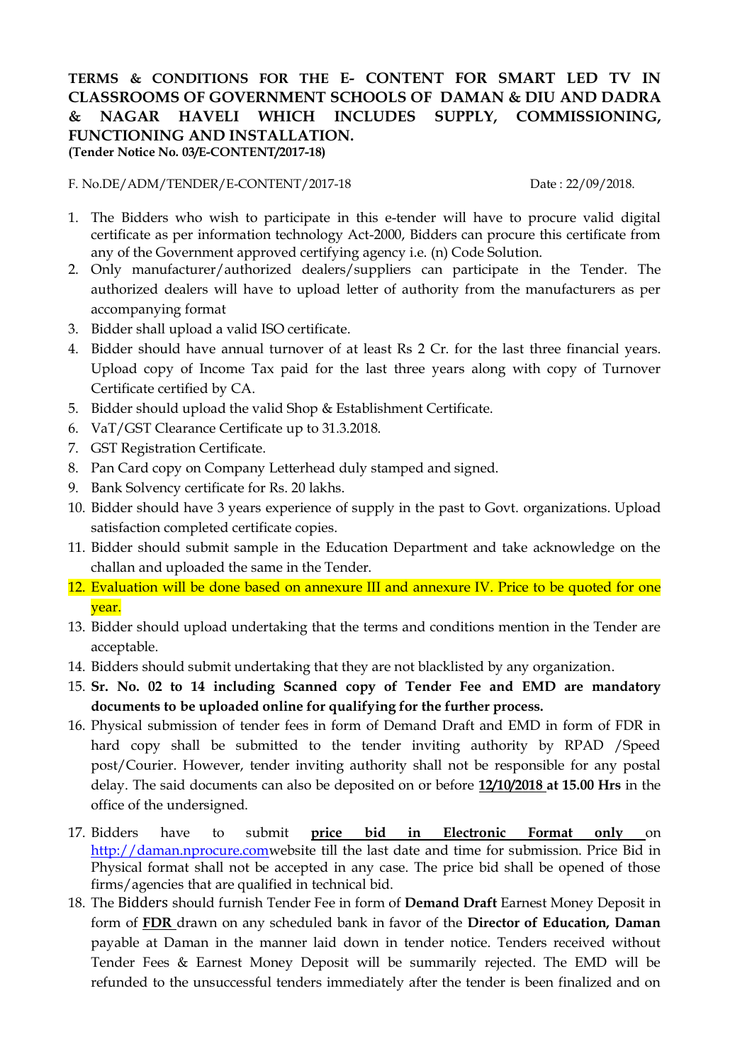**TERMS & CONDITIONS FOR THE E- CONTENT FOR SMART LED TV IN CLASSROOMS OF GOVERNMENT SCHOOLS OF DAMAN & DIU AND DADRA & NAGAR HAVELI WHICH INCLUDES SUPPLY, COMMISSIONING, FUNCTIONING AND INSTALLATION.**
**(Tender Notice No. 03/E-CONTENT/2017-18)**

F. No.DE/ADM/TENDER/E-CONTENT/2017-18 Date : 22/09/2018.

1. The Bidders who wish to participate in this e-tender will have to procure valid digital certificate as per information technology Act-2000, Bidders can procure this certificate from any of the Government approved certifying agency i.e. (n) Code Solution.
2. Only manufacturer/authorized dealers/suppliers can participate in the Tender. The authorized dealers will have to upload letter of authority from the manufacturers as per accompanying format
3. Bidder shall upload a valid ISO certificate.
4. Bidder should have annual turnover of at least Rs 2 Cr. for the last three financial years. Upload copy of Income Tax paid for the last three years along with copy of Turnover Certificate certified by CA.
5. Bidder should upload the valid Shop & Establishment Certificate.
6. VaT/GST Clearance Certificate up to 31.3.2018.
7. GST Registration Certificate.
8. Pan Card copy on Company Letterhead duly stamped and signed.
9. Bank Solvency certificate for Rs. 20 lakhs.
10. Bidder should have 3 years experience of supply in the past to Govt. organizations. Upload satisfaction completed certificate copies.
11. Bidder should submit sample in the Education Department and take acknowledge on the challan and uploaded the same in the Tender.
12. Evaluation will be done based on annexure III and annexure IV. Price to be quoted for one year.
13. Bidder should upload undertaking that the terms and conditions mention in the Tender are acceptable.
14. Bidders should submit undertaking that they are not blacklisted by any organization.
15. **Sr. No. 02 to 14 including Scanned copy of Tender Fee and EMD are mandatory documents to be uploaded online for qualifying for the further process.**
16. Physical submission of tender fees in form of Demand Draft and EMD in form of FDR in hard copy shall be submitted to the tender inviting authority by RPAD /Speed post/Courier. However, tender inviting authority shall not be responsible for any postal delay. The said documents can also be deposited on or before **12/10/2018 at 15.00 Hrs** in the office of the undersigned.
17. Bidders have to submit **price bid in Electronic Format only** on http://daman.nprocure.comwebsite till the last date and time for submission. Price Bid in Physical format shall not be accepted in any case. The price bid shall be opened of those firms/agencies that are qualified in technical bid.
18. The Bidders should furnish Tender Fee in form of **Demand Draft** Earnest Money Deposit in form of **FDR** drawn on any scheduled bank in favor of the **Director of Education, Daman** payable at Daman in the manner laid down in tender notice. Tenders received without Tender Fees & Earnest Money Deposit will be summarily rejected. The EMD will be refunded to the unsuccessful tenders immediately after the tender is been finalized and on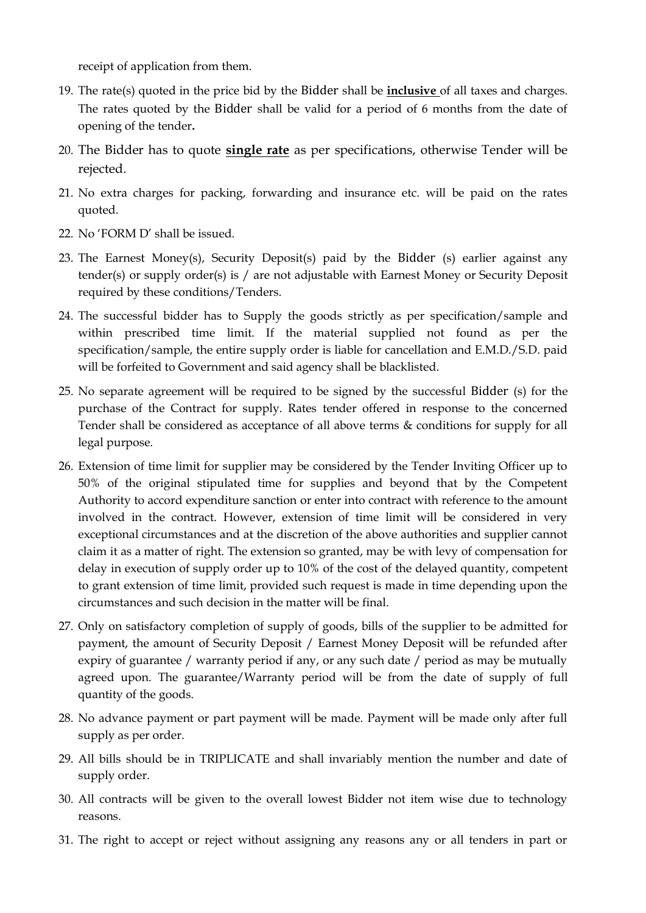receipt of application from them.

19. The rate(s) quoted in the price bid by the Bidder shall be **inclusive** of all taxes and charges. The rates quoted by the Bidder shall be valid for a period of 6 months from the date of opening of the tender**.**
20. The Bidder has to quote **single rate** as per specifications, otherwise Tender will be rejected.
21. No extra charges for packing, forwarding and insurance etc. will be paid on the rates quoted.
22. No 'FORM D' shall be issued.
23. The Earnest Money(s), Security Deposit(s) paid by the Bidder (s) earlier against any tender(s) or supply order(s) is / are not adjustable with Earnest Money or Security Deposit required by these conditions/Tenders.
24. The successful bidder has to Supply the goods strictly as per specification/sample and within prescribed time limit. If the material supplied not found as per the specification/sample, the entire supply order is liable for cancellation and E.M.D./S.D. paid will be forfeited to Government and said agency shall be blacklisted.
25. No separate agreement will be required to be signed by the successful Bidder (s) for the purchase of the Contract for supply. Rates tender offered in response to the concerned Tender shall be considered as acceptance of all above terms & conditions for supply for all legal purpose.
26. Extension of time limit for supplier may be considered by the Tender Inviting Officer up to 50% of the original stipulated time for supplies and beyond that by the Competent Authority to accord expenditure sanction or enter into contract with reference to the amount involved in the contract. However, extension of time limit will be considered in very exceptional circumstances and at the discretion of the above authorities and supplier cannot claim it as a matter of right. The extension so granted, may be with levy of compensation for delay in execution of supply order up to 10% of the cost of the delayed quantity, competent to grant extension of time limit, provided such request is made in time depending upon the circumstances and such decision in the matter will be final.
27. Only on satisfactory completion of supply of goods, bills of the supplier to be admitted for payment, the amount of Security Deposit / Earnest Money Deposit will be refunded after expiry of guarantee / warranty period if any, or any such date / period as may be mutually agreed upon. The guarantee/Warranty period will be from the date of supply of full quantity of the goods.
28. No advance payment or part payment will be made. Payment will be made only after full supply as per order.
29. All bills should be in TRIPLICATE and shall invariably mention the number and date of supply order.
30. All contracts will be given to the overall lowest Bidder not item wise due to technology reasons.
31. The right to accept or reject without assigning any reasons any or all tenders in part or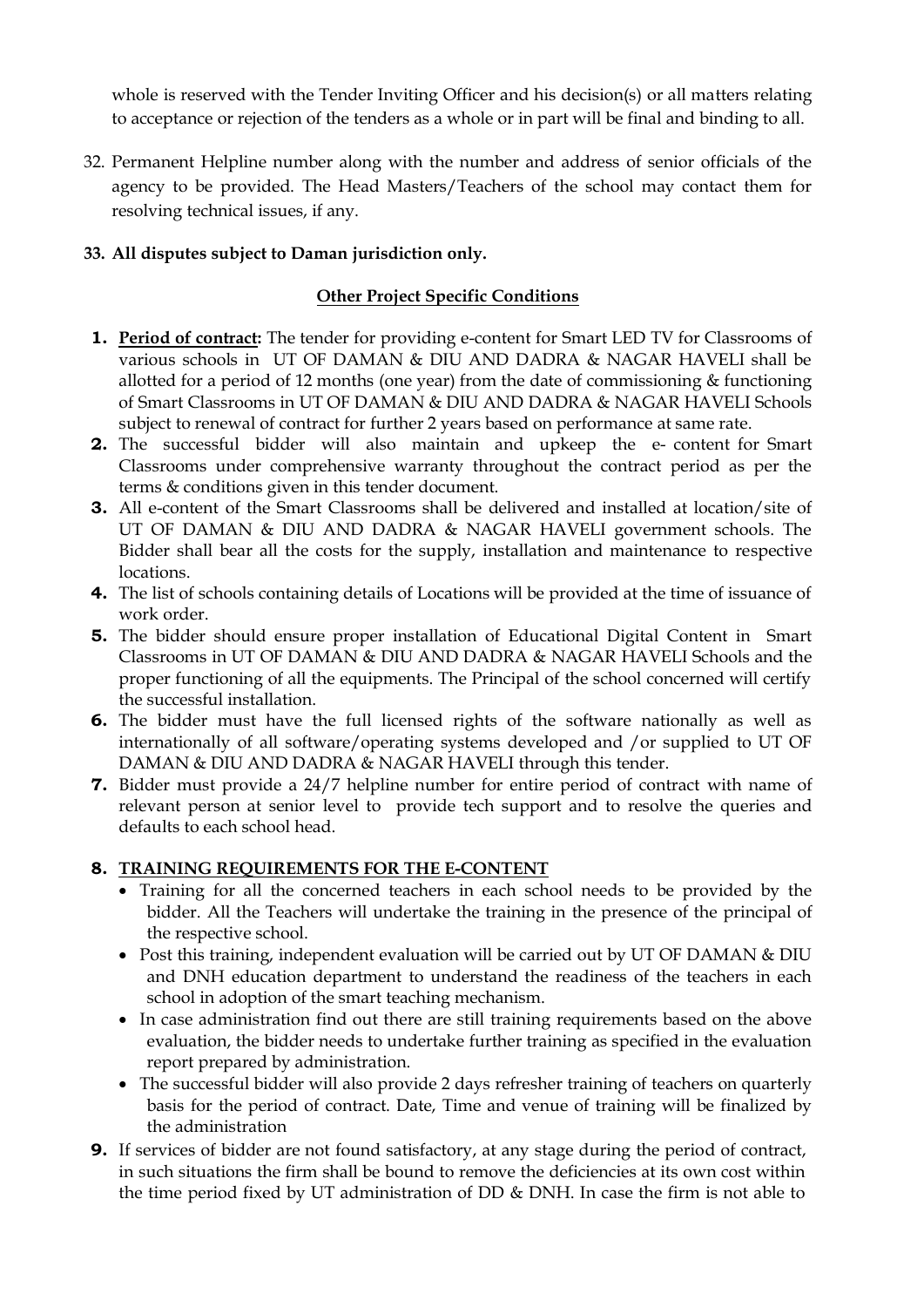whole is reserved with the Tender Inviting Officer and his decision(s) or all matters relating to acceptance or rejection of the tenders as a whole or in part will be final and binding to all.

32. Permanent Helpline number along with the number and address of senior officials of the agency to be provided. The Head Masters/Teachers of the school may contact them for resolving technical issues, if any.

33. **All disputes subject to Daman jurisdiction only.**

## Other Project Specific Conditions

1. **Period of contract:** The tender for providing e-content for Smart LED TV for Classrooms of various schools in UT OF DAMAN & DIU AND DADRA & NAGAR HAVELI shall be allotted for a period of 12 months (one year) from the date of commissioning & functioning of Smart Classrooms in UT OF DAMAN & DIU AND DADRA & NAGAR HAVELI Schools subject to renewal of contract for further 2 years based on performance at same rate.
2. The successful bidder will also maintain and upkeep the e- content for Smart Classrooms under comprehensive warranty throughout the contract period as per the terms & conditions given in this tender document.
3. All e-content of the Smart Classrooms shall be delivered and installed at location/site of UT OF DAMAN & DIU AND DADRA & NAGAR HAVELI government schools. The Bidder shall bear all the costs for the supply, installation and maintenance to respective locations.
4. The list of schools containing details of Locations will be provided at the time of issuance of work order.
5. The bidder should ensure proper installation of Educational Digital Content in Smart Classrooms in UT OF DAMAN & DIU AND DADRA & NAGAR HAVELI Schools and the proper functioning of all the equipments. The Principal of the school concerned will certify the successful installation.
6. The bidder must have the full licensed rights of the software nationally as well as internationally of all software/operating systems developed and /or supplied to UT OF DAMAN & DIU AND DADRA & NAGAR HAVELI through this tender.
7. Bidder must provide a 24/7 helpline number for entire period of contract with name of relevant person at senior level to provide tech support and to resolve the queries and defaults to each school head.
8. **TRAINING REQUIREMENTS FOR THE E-CONTENT**
   - Training for all the concerned teachers in each school needs to be provided by the bidder. All the Teachers will undertake the training in the presence of the principal of the respective school.
   - Post this training, independent evaluation will be carried out by UT OF DAMAN & DIU and DNH education department to understand the readiness of the teachers in each school in adoption of the smart teaching mechanism.
   - In case administration find out there are still training requirements based on the above evaluation, the bidder needs to undertake further training as specified in the evaluation report prepared by administration.
   - The successful bidder will also provide 2 days refresher training of teachers on quarterly basis for the period of contract. Date, Time and venue of training will be finalized by the administration
9. If services of bidder are not found satisfactory, at any stage during the period of contract, in such situations the firm shall be bound to remove the deficiencies at its own cost within the time period fixed by UT administration of DD & DNH. In case the firm is not able to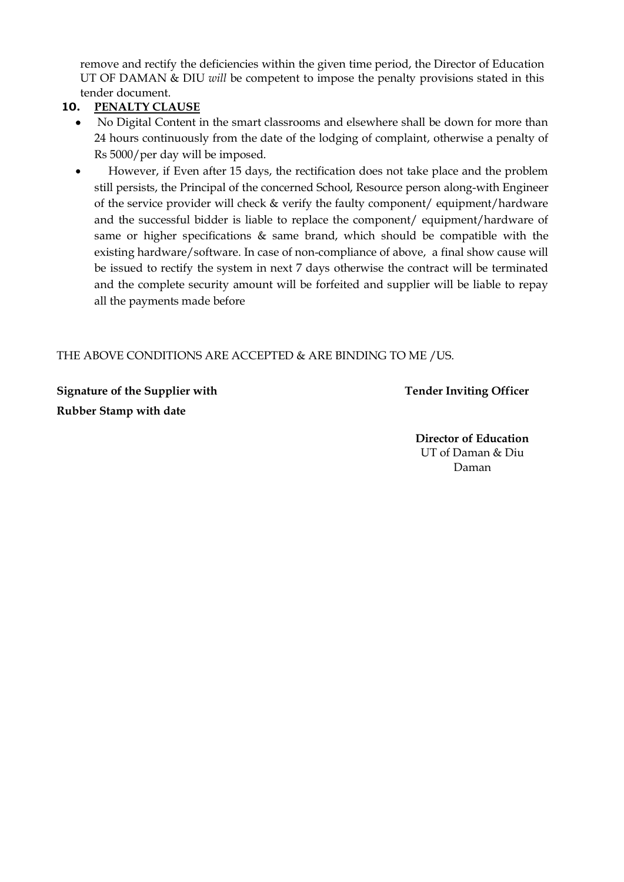remove and rectify the deficiencies within the given time period, the Director of Education UT OF DAMAN & DIU *will* be competent to impose the penalty provisions stated in this tender document.

**10. PENALTY CLAUSE**

- No Digital Content in the smart classrooms and elsewhere shall be down for more than 24 hours continuously from the date of the lodging of complaint, otherwise a penalty of Rs 5000/per day will be imposed.
- However, if Even after 15 days, the rectification does not take place and the problem still persists, the Principal of the concerned School, Resource person along-with Engineer of the service provider will check & verify the faulty component/ equipment/hardware and the successful bidder is liable to replace the component/ equipment/hardware of same or higher specifications & same brand, which should be compatible with the existing hardware/software. In case of non-compliance of above, a final show cause will be issued to rectify the system in next 7 days otherwise the contract will be terminated and the complete security amount will be forfeited and supplier will be liable to repay all the payments made before

THE ABOVE CONDITIONS ARE ACCEPTED & ARE BINDING TO ME /US.

**Signature of the Supplier with**
**Rubber Stamp with date**

**Tender Inviting Officer**

**Director of Education**
UT of Daman & Diu
Daman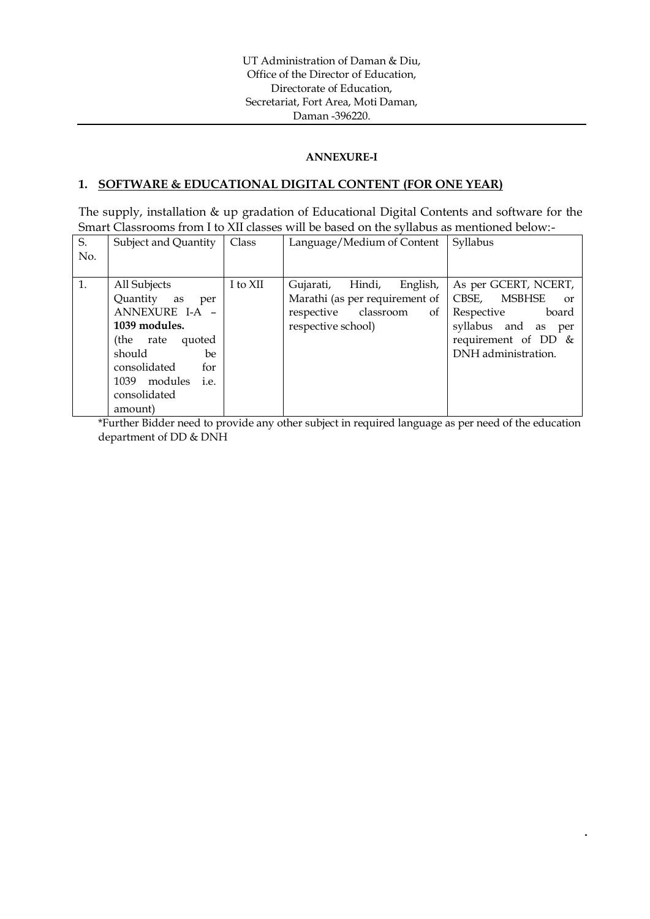UT Administration of Daman & Diu,
Office of the Director of Education,
Directorate of Education,
Secretariat, Fort Area, Moti Daman,
Daman -396220.

**ANNEXURE-I**

## 1. SOFTWARE & EDUCATIONAL DIGITAL CONTENT (FOR ONE YEAR)

The supply, installation & up gradation of Educational Digital Contents and software for the Smart Classrooms from I to XII classes will be based on the syllabus as mentioned below:-

| S. No. | Subject and Quantity | Class | Language/Medium of Content | Syllabus |
|---|---|---|---|---|
| 1. | All Subjects Quantity as per ANNEXURE I-A – **1039 modules.** (the rate quoted should be consolidated for 1039 modules i.e. consolidated amount) | I to XII | Gujarati, Hindi, English, Marathi (as per requirement of respective classroom of respective school) | As per GCERT, NCERT, CBSE, MSBHSE or Respective board syllabus and as per requirement of DD & DNH administration. |

*Further Bidder need to provide any other subject in required language as per need of the education department of DD & DNH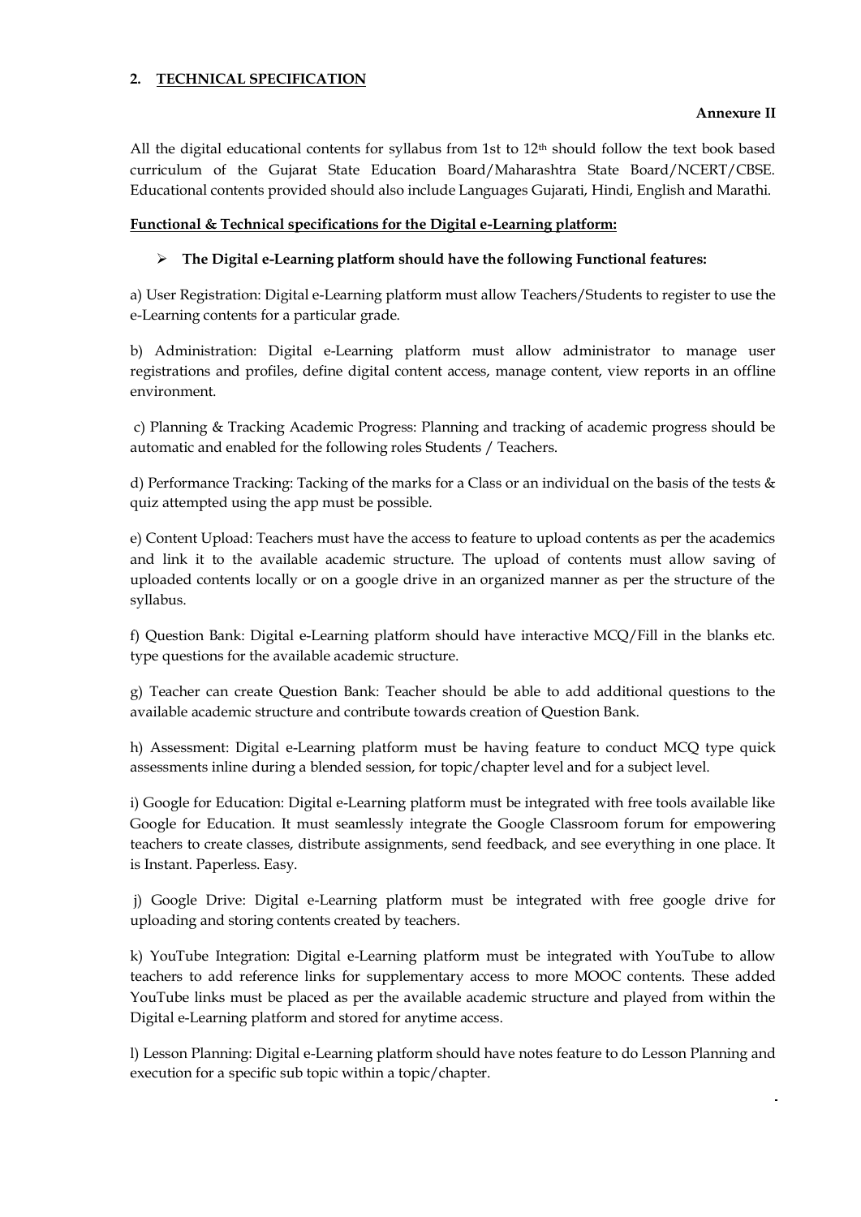## 2. TECHNICAL SPECIFICATION

**Annexure II**

All the digital educational contents for syllabus from 1st to 12th should follow the text book based curriculum of the Gujarat State Education Board/Maharashtra State Board/NCERT/CBSE. Educational contents provided should also include Languages Gujarati, Hindi, English and Marathi.

**Functional & Technical specifications for the Digital e-Learning platform:**

- **The Digital e-Learning platform should have the following Functional features:**

a) User Registration: Digital e-Learning platform must allow Teachers/Students to register to use the e-Learning contents for a particular grade.

b) Administration: Digital e-Learning platform must allow administrator to manage user registrations and profiles, define digital content access, manage content, view reports in an offline environment.

c) Planning & Tracking Academic Progress: Planning and tracking of academic progress should be automatic and enabled for the following roles Students / Teachers.

d) Performance Tracking: Tacking of the marks for a Class or an individual on the basis of the tests & quiz attempted using the app must be possible.

e) Content Upload: Teachers must have the access to feature to upload contents as per the academics and link it to the available academic structure. The upload of contents must allow saving of uploaded contents locally or on a google drive in an organized manner as per the structure of the syllabus.

f) Question Bank: Digital e-Learning platform should have interactive MCQ/Fill in the blanks etc. type questions for the available academic structure.

g) Teacher can create Question Bank: Teacher should be able to add additional questions to the available academic structure and contribute towards creation of Question Bank.

h) Assessment: Digital e-Learning platform must be having feature to conduct MCQ type quick assessments inline during a blended session, for topic/chapter level and for a subject level.

i) Google for Education: Digital e-Learning platform must be integrated with free tools available like Google for Education. It must seamlessly integrate the Google Classroom forum for empowering teachers to create classes, distribute assignments, send feedback, and see everything in one place. It is Instant. Paperless. Easy.

j) Google Drive: Digital e-Learning platform must be integrated with free google drive for uploading and storing contents created by teachers.

k) YouTube Integration: Digital e-Learning platform must be integrated with YouTube to allow teachers to add reference links for supplementary access to more MOOC contents. These added YouTube links must be placed as per the available academic structure and played from within the Digital e-Learning platform and stored for anytime access.

l) Lesson Planning: Digital e-Learning platform should have notes feature to do Lesson Planning and execution for a specific sub topic within a topic/chapter.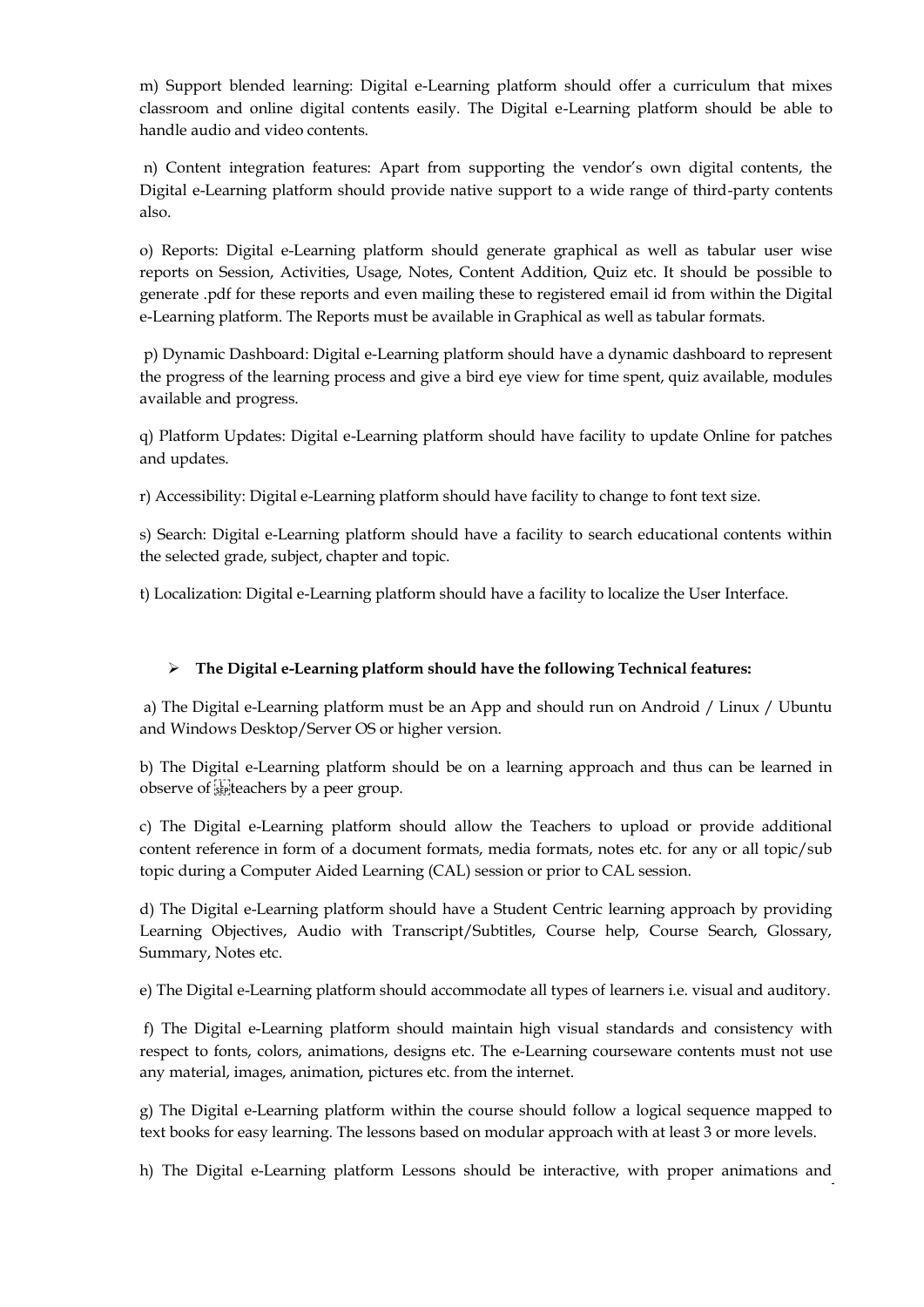m) Support blended learning: Digital e-Learning platform should offer a curriculum that mixes classroom and online digital contents easily. The Digital e-Learning platform should be able to handle audio and video contents.

n) Content integration features: Apart from supporting the vendor's own digital contents, the Digital e-Learning platform should provide native support to a wide range of third-party contents also.

o) Reports: Digital e-Learning platform should generate graphical as well as tabular user wise reports on Session, Activities, Usage, Notes, Content Addition, Quiz etc. It should be possible to generate .pdf for these reports and even mailing these to registered email id from within the Digital e-Learning platform. The Reports must be available in Graphical as well as tabular formats.

p) Dynamic Dashboard: Digital e-Learning platform should have a dynamic dashboard to represent the progress of the learning process and give a bird eye view for time spent, quiz available, modules available and progress.

q) Platform Updates: Digital e-Learning platform should have facility to update Online for patches and updates.

r) Accessibility: Digital e-Learning platform should have facility to change to font text size.

s) Search: Digital e-Learning platform should have a facility to search educational contents within the selected grade, subject, chapter and topic.

t) Localization: Digital e-Learning platform should have a facility to localize the User Interface.

- **The Digital e-Learning platform should have the following Technical features:**

a) The Digital e-Learning platform must be an App and should run on Android / Linux / Ubuntu and Windows Desktop/Server OS or higher version.

b) The Digital e-Learning platform should be on a learning approach and thus can be learned in observe of teachers by a peer group.

c) The Digital e-Learning platform should allow the Teachers to upload or provide additional content reference in form of a document formats, media formats, notes etc. for any or all topic/sub topic during a Computer Aided Learning (CAL) session or prior to CAL session.

d) The Digital e-Learning platform should have a Student Centric learning approach by providing Learning Objectives, Audio with Transcript/Subtitles, Course help, Course Search, Glossary, Summary, Notes etc.

e) The Digital e-Learning platform should accommodate all types of learners i.e. visual and auditory.

f) The Digital e-Learning platform should maintain high visual standards and consistency with respect to fonts, colors, animations, designs etc. The e-Learning courseware contents must not use any material, images, animation, pictures etc. from the internet.

g) The Digital e-Learning platform within the course should follow a logical sequence mapped to text books for easy learning. The lessons based on modular approach with at least 3 or more levels.

h) The Digital e-Learning platform Lessons should be interactive, with proper animations and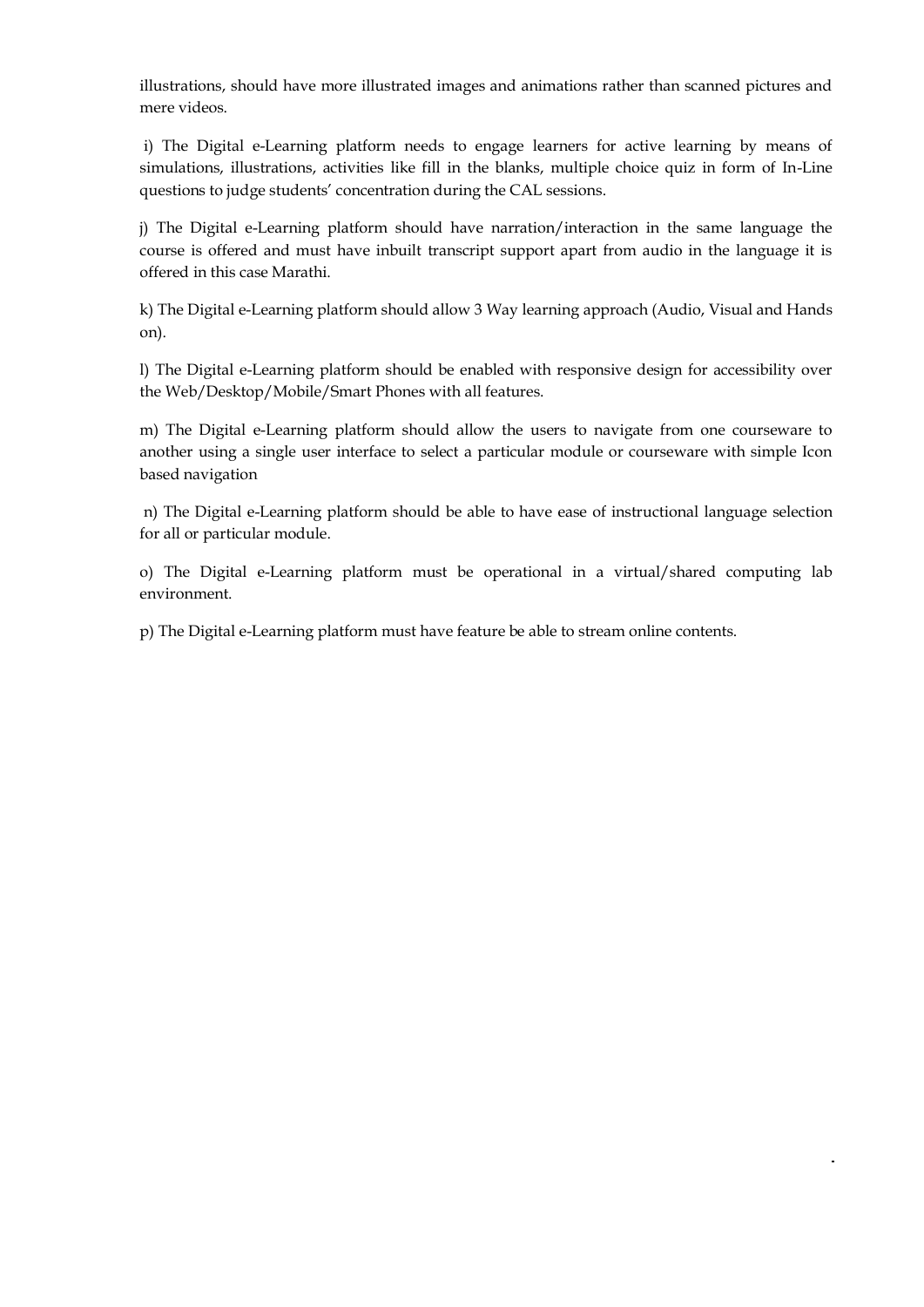illustrations, should have more illustrated images and animations rather than scanned pictures and mere videos.

i) The Digital e-Learning platform needs to engage learners for active learning by means of simulations, illustrations, activities like fill in the blanks, multiple choice quiz in form of In-Line questions to judge students' concentration during the CAL sessions.

j) The Digital e-Learning platform should have narration/interaction in the same language the course is offered and must have inbuilt transcript support apart from audio in the language it is offered in this case Marathi.

k) The Digital e-Learning platform should allow 3 Way learning approach (Audio, Visual and Hands on).

l) The Digital e-Learning platform should be enabled with responsive design for accessibility over the Web/Desktop/Mobile/Smart Phones with all features.

m) The Digital e-Learning platform should allow the users to navigate from one courseware to another using a single user interface to select a particular module or courseware with simple Icon based navigation

n) The Digital e-Learning platform should be able to have ease of instructional language selection for all or particular module.

o) The Digital e-Learning platform must be operational in a virtual/shared computing lab environment.

p) The Digital e-Learning platform must have feature be able to stream online contents.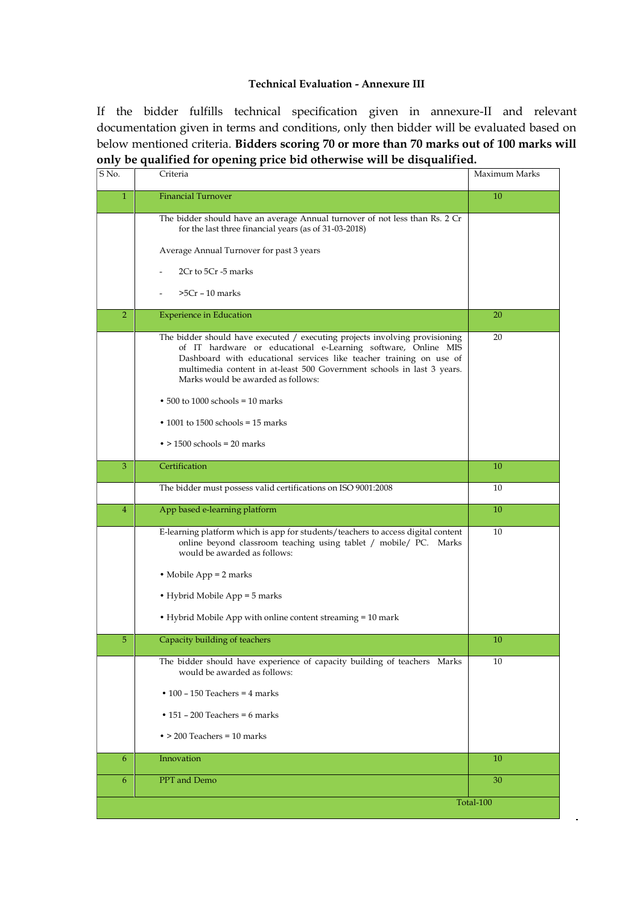**Technical Evaluation - Annexure III**

If the bidder fulfills technical specification given in annexure-II and relevant documentation given in terms and conditions, only then bidder will be evaluated based on below mentioned criteria. **Bidders scoring 70 or more than 70 marks out of 100 marks will only be qualified for opening price bid otherwise will be disqualified.**

| S No. | Criteria | Maximum Marks |
|---|---|---|
| 1 | Financial Turnover | 10 |
| | The bidder should have an average Annual turnover of not less than Rs. 2 Cr for the last three financial years (as of 31-03-2018)<br><br>Average Annual Turnover for past 3 years<br><br>- 2Cr to 5Cr -5 marks<br><br>- >5Cr – 10 marks | |
| 2 | Experience in Education | 20 |
| | The bidder should have executed / executing projects involving provisioning of IT hardware or educational e-Learning software, Online MIS Dashboard with educational services like teacher training on use of multimedia content in at-least 500 Government schools in last 3 years. Marks would be awarded as follows:<br><br>• 500 to 1000 schools = 10 marks<br><br>• 1001 to 1500 schools = 15 marks<br><br>• > 1500 schools = 20 marks | 20 |
| 3 | Certification | 10 |
| | The bidder must possess valid certifications on ISO 9001:2008 | 10 |
| 4 | App based e-learning platform | 10 |
| | E-learning platform which is app for students/teachers to access digital content online beyond classroom teaching using tablet / mobile/ PC. Marks would be awarded as follows:<br><br>• Mobile App = 2 marks<br><br>• Hybrid Mobile App = 5 marks<br><br>• Hybrid Mobile App with online content streaming = 10 mark | 10 |
| 5 | Capacity building of teachers | 10 |
| | The bidder should have experience of capacity building of teachers Marks would be awarded as follows:<br><br>• 100 – 150 Teachers = 4 marks<br><br>• 151 – 200 Teachers = 6 marks<br><br>• > 200 Teachers = 10 marks | 10 |
| 6 | Innovation | 10 |
| 6 | PPT and Demo | 30 |
| | | Total-100 |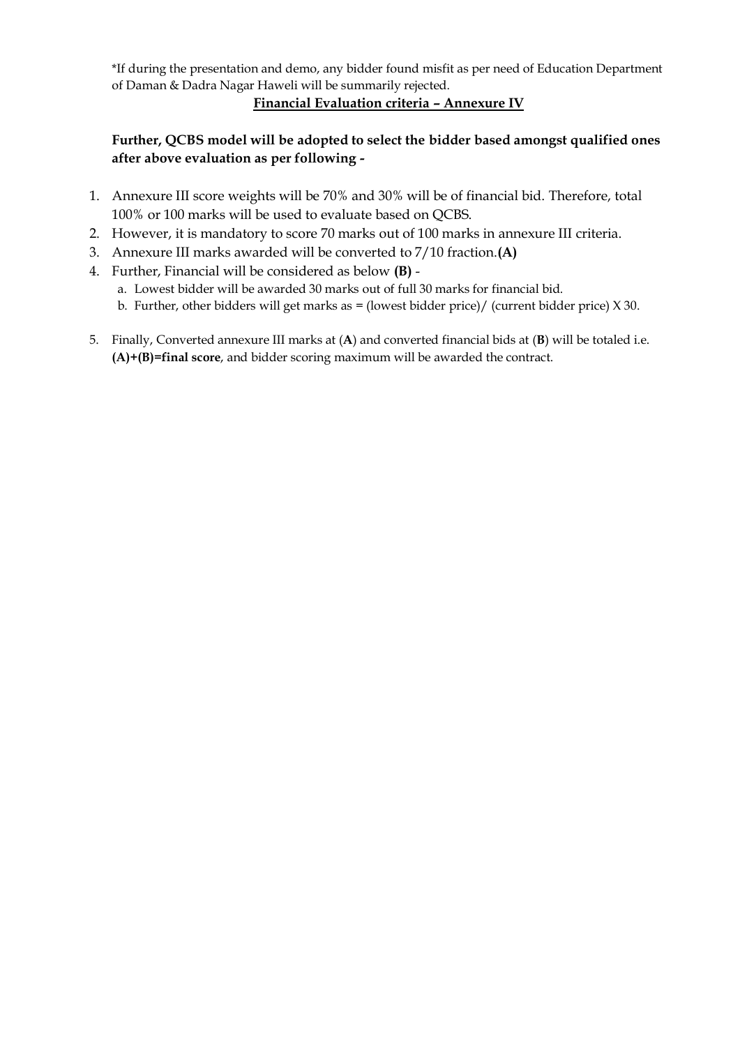*If during the presentation and demo, any bidder found misfit as per need of Education Department of Daman & Dadra Nagar Haweli will be summarily rejected.

**<u>Financial Evaluation criteria – Annexure IV</u>**

**Further, QCBS model will be adopted to select the bidder based amongst qualified ones after above evaluation as per following -**

1. Annexure III score weights will be 70% and 30% will be of financial bid. Therefore, total 100% or 100 marks will be used to evaluate based on QCBS.
2. However, it is mandatory to score 70 marks out of 100 marks in annexure III criteria.
3. Annexure III marks awarded will be converted to 7/10 fraction.**(A)**
4. Further, Financial will be considered as below **(B)** -
   a. Lowest bidder will be awarded 30 marks out of full 30 marks for financial bid.
   b. Further, other bidders will get marks as = (lowest bidder price)/ (current bidder price) X 30.
5. Finally, Converted annexure III marks at (**A**) and converted financial bids at (**B**) will be totaled i.e. **(A)+(B)=final score**, and bidder scoring maximum will be awarded the contract.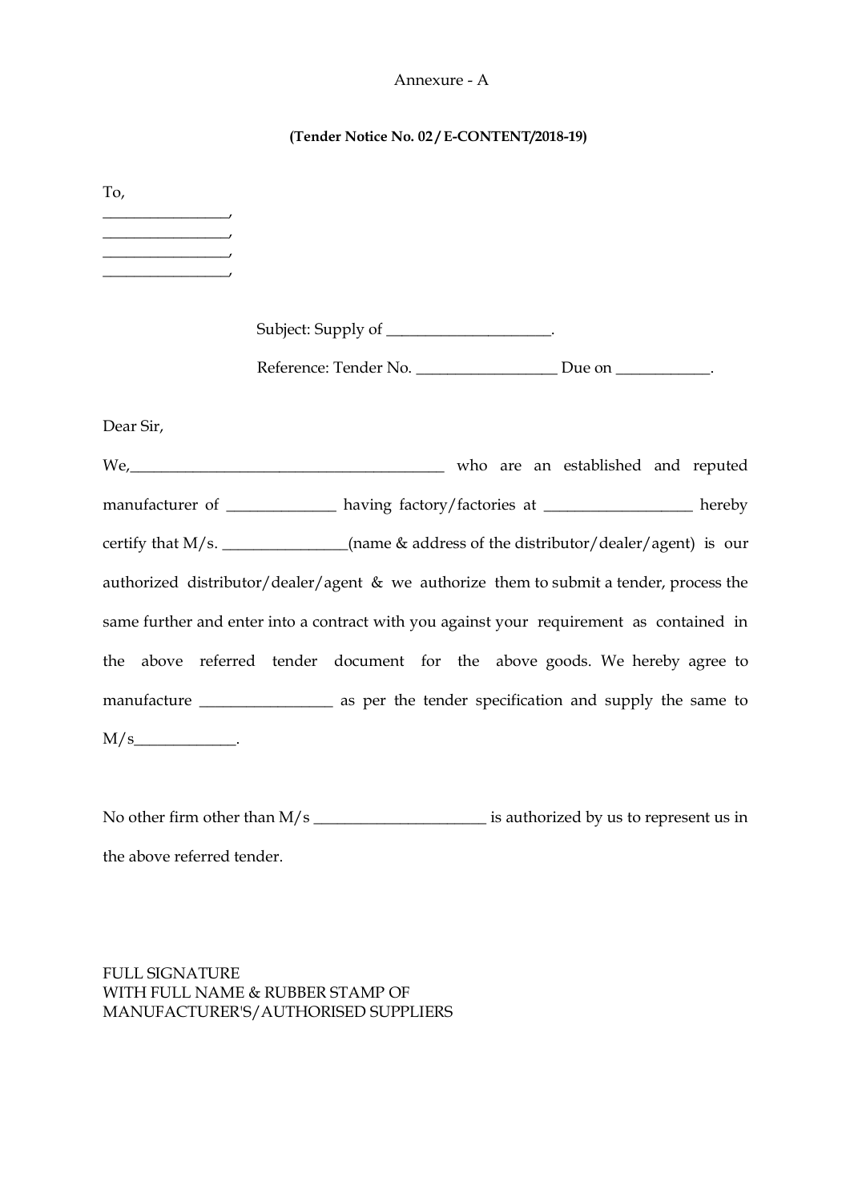Annexure - A

**(Tender Notice No. 02 / E-CONTENT/2018-19)**

To,
________________,
________________,
________________,
________________,

Subject: Supply of _____________________.

Reference: Tender No. __________________ Due on ____________.

Dear Sir,

We,________________________________________ who are an established and reputed manufacturer of ______________ having factory/factories at ___________________ hereby certify that M/s. ________________(name & address of the distributor/dealer/agent) is our authorized distributor/dealer/agent & we authorize them to submit a tender, process the same further and enter into a contract with you against your requirement as contained in the above referred tender document for the above goods. We hereby agree to manufacture _________________ as per the tender specification and supply the same to M/s_____________.

No other firm other than M/s ______________________ is authorized by us to represent us in the above referred tender.

FULL SIGNATURE
WITH FULL NAME & RUBBER STAMP OF
MANUFACTURER'S/AUTHORISED SUPPLIERS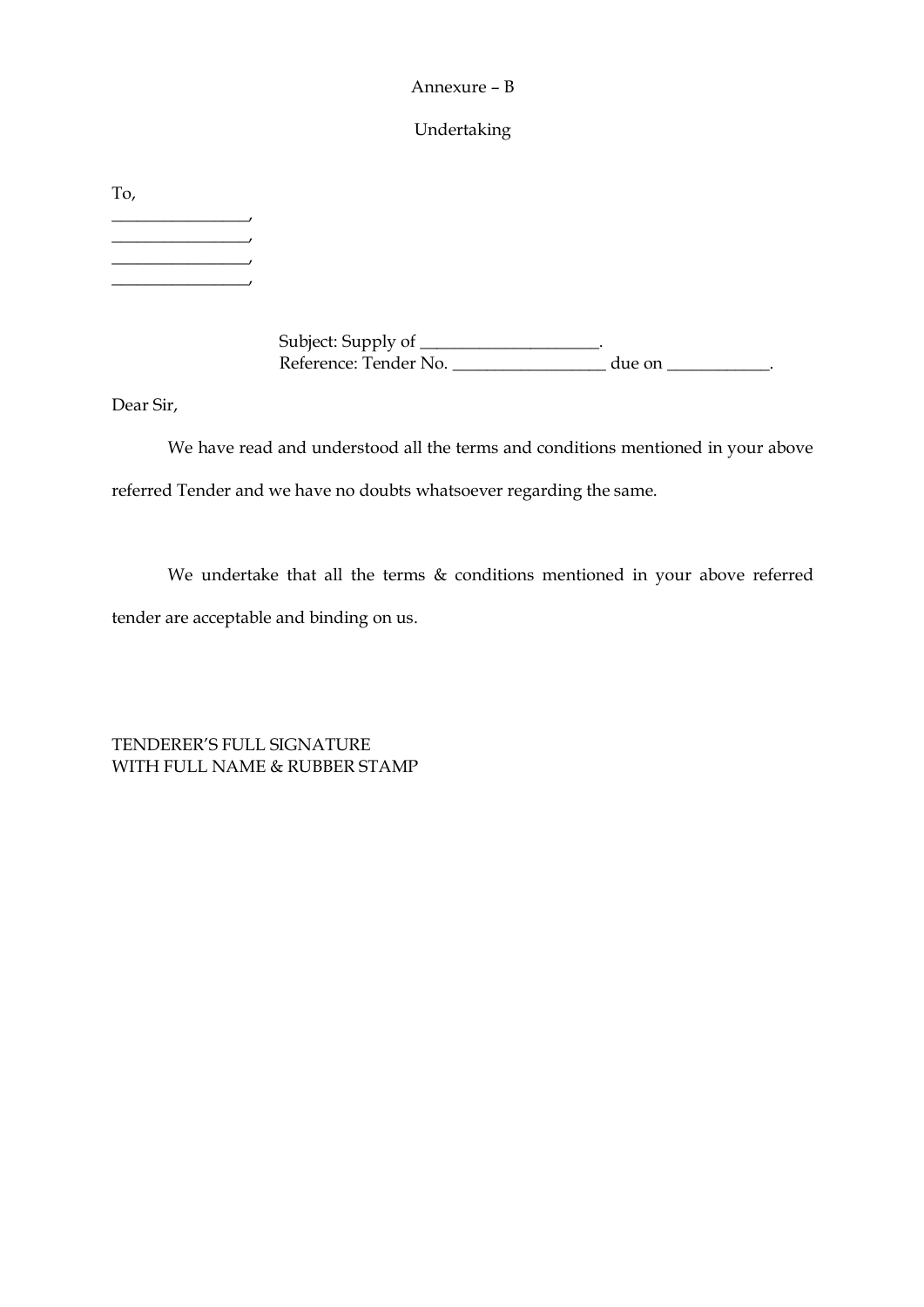Annexure – B

Undertaking

To,
________________,
________________,
________________,
________________,

Subject: Supply of _____________________.
Reference: Tender No. __________________ due on ____________.

Dear Sir,

We have read and understood all the terms and conditions mentioned in your above referred Tender and we have no doubts whatsoever regarding the same.

We undertake that all the terms & conditions mentioned in your above referred tender are acceptable and binding on us.

TENDERER'S FULL SIGNATURE
WITH FULL NAME & RUBBER STAMP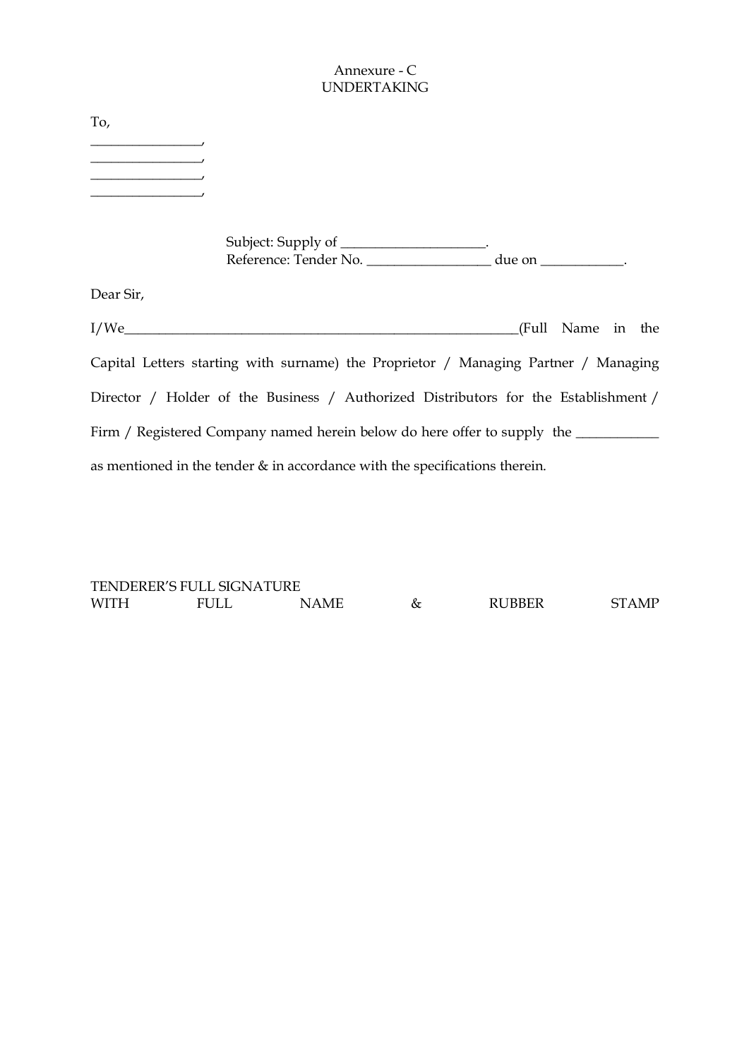Annexure - C

UNDERTAKING

To,

_________________,
_________________,
_________________,
_________________,

Subject: Supply of _____________________.
Reference: Tender No. __________________ due on ____________.

Dear Sir,

I/We___________________________________________________________(Full Name in the Capital Letters starting with surname) the Proprietor / Managing Partner / Managing Director / Holder of the Business / Authorized Distributors for the Establishment / Firm / Registered Company named herein below do here offer to supply the ____________ as mentioned in the tender & in accordance with the specifications therein.

TENDERER'S FULL SIGNATURE
WITH FULL NAME & RUBBER STAMP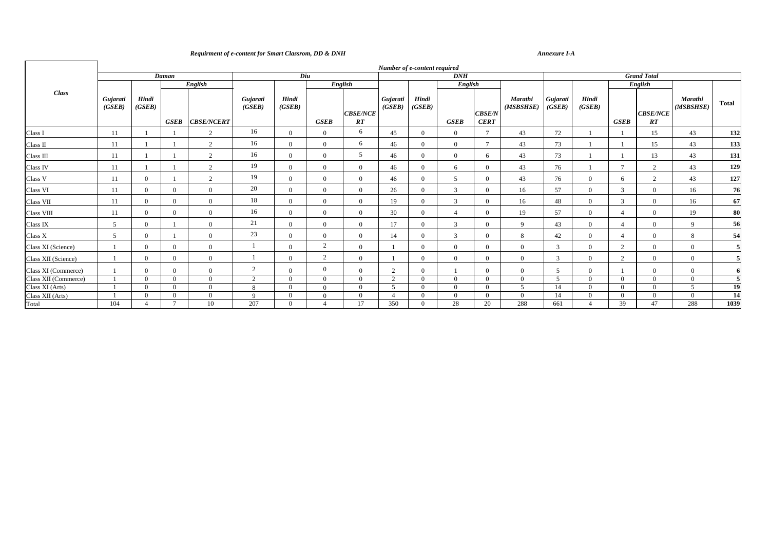*Requirment of e-content for Smart Classrom, DD & DNH*

*Annexure I-A*

| Class | Number of e-content required | | | | | | | | | | | | | | | | | | | |
|---|---|---|---|---|---|---|---|---|---|---|---|---|---|---|---|---|---|---|---|---|
| | *Daman* | | | | *Diu* | | | | *DNH* | | | | | *Grand Total* | | | | | | |
| | *Gujarati (GSEB)* | *Hindi (GSEB)* | *English* | | *Gujarati (GSEB)* | *Hindi (GSEB)* | *English* | | *Gujarati (GSEB)* | *Hindi (GSEB)* | *English* | | *Marathi (MSBSHSE)* | *Gujarati (GSEB)* | *Hindi (GSEB)* | *English* | | *Marathi (MSBSHSE)* | **Total** |
| | | | *GSEB* | *CBSE/NCERT* | | | *GSEB* | *CBSE/NCERT* | | | *GSEB* | *CBSE/NCERT* | | | | *GSEB* | *CBSE/NCERT* | | |
| Class I | 11 | 1 | 1 | 2 | 16 | 0 | 0 | 6 | 45 | 0 | 0 | 7 | 43 | 72 | 1 | 1 | 15 | 43 | **132** |
| Class II | 11 | 1 | 1 | 2 | 16 | 0 | 0 | 6 | 46 | 0 | 0 | 7 | 43 | 73 | 1 | 1 | 15 | 43 | **133** |
| Class III | 11 | 1 | 1 | 2 | 16 | 0 | 0 | 5 | 46 | 0 | 0 | 6 | 43 | 73 | 1 | 1 | 13 | 43 | **131** |
| Class IV | 11 | 1 | 1 | 2 | 19 | 0 | 0 | 0 | 46 | 0 | 6 | 0 | 43 | 76 | 1 | 7 | 2 | 43 | **129** |
| Class V | 11 | 0 | 1 | 2 | 19 | 0 | 0 | 0 | 46 | 0 | 5 | 0 | 43 | 76 | 0 | 6 | 2 | 43 | **127** |
| Class VI | 11 | 0 | 0 | 0 | 20 | 0 | 0 | 0 | 26 | 0 | 3 | 0 | 16 | 57 | 0 | 3 | 0 | 16 | **76** |
| Class VII | 11 | 0 | 0 | 0 | 18 | 0 | 0 | 0 | 19 | 0 | 3 | 0 | 16 | 48 | 0 | 3 | 0 | 16 | **67** |
| Class VIII | 11 | 0 | 0 | 0 | 16 | 0 | 0 | 0 | 30 | 0 | 4 | 0 | 19 | 57 | 0 | 4 | 0 | 19 | **80** |
| Class IX | 5 | 0 | 1 | 0 | 21 | 0 | 0 | 0 | 17 | 0 | 3 | 0 | 9 | 43 | 0 | 4 | 0 | 9 | **56** |
| Class X | 5 | 0 | 1 | 0 | 23 | 0 | 0 | 0 | 14 | 0 | 3 | 0 | 8 | 42 | 0 | 4 | 0 | 8 | **54** |
| Class XI (Science) | 1 | 0 | 0 | 0 | 1 | 0 | 2 | 0 | 1 | 0 | 0 | 0 | 0 | 3 | 0 | 2 | 0 | 0 | **5** |
| Class XII (Science) | 1 | 0 | 0 | 0 | 1 | 0 | 2 | 0 | 1 | 0 | 0 | 0 | 0 | 3 | 0 | 2 | 0 | 0 | **5** |
| Class XI (Commerce) | 1 | 0 | 0 | 0 | 2 | 0 | 0 | 0 | 2 | 0 | 1 | 0 | 0 | 5 | 0 | 1 | 0 | 0 | **6** |
| Class XII (Commerce) | 1 | 0 | 0 | 0 | 2 | 0 | 0 | 0 | 2 | 0 | 0 | 0 | 0 | 5 | 0 | 0 | 0 | 0 | **5** |
| Class XI (Arts) | 1 | 0 | 0 | 0 | 8 | 0 | 0 | 0 | 5 | 0 | 0 | 0 | 5 | 14 | 0 | 0 | 0 | 5 | **19** |
| Class XII (Arts) | 1 | 0 | 0 | 0 | 9 | 0 | 0 | 0 | 4 | 0 | 0 | 0 | 0 | 14 | 0 | 0 | 0 | 0 | **14** |
| Total | 104 | 4 | 7 | 10 | 207 | 0 | 4 | 17 | 350 | 0 | 28 | 20 | 288 | 661 | 4 | 39 | 47 | 288 | **1039** |